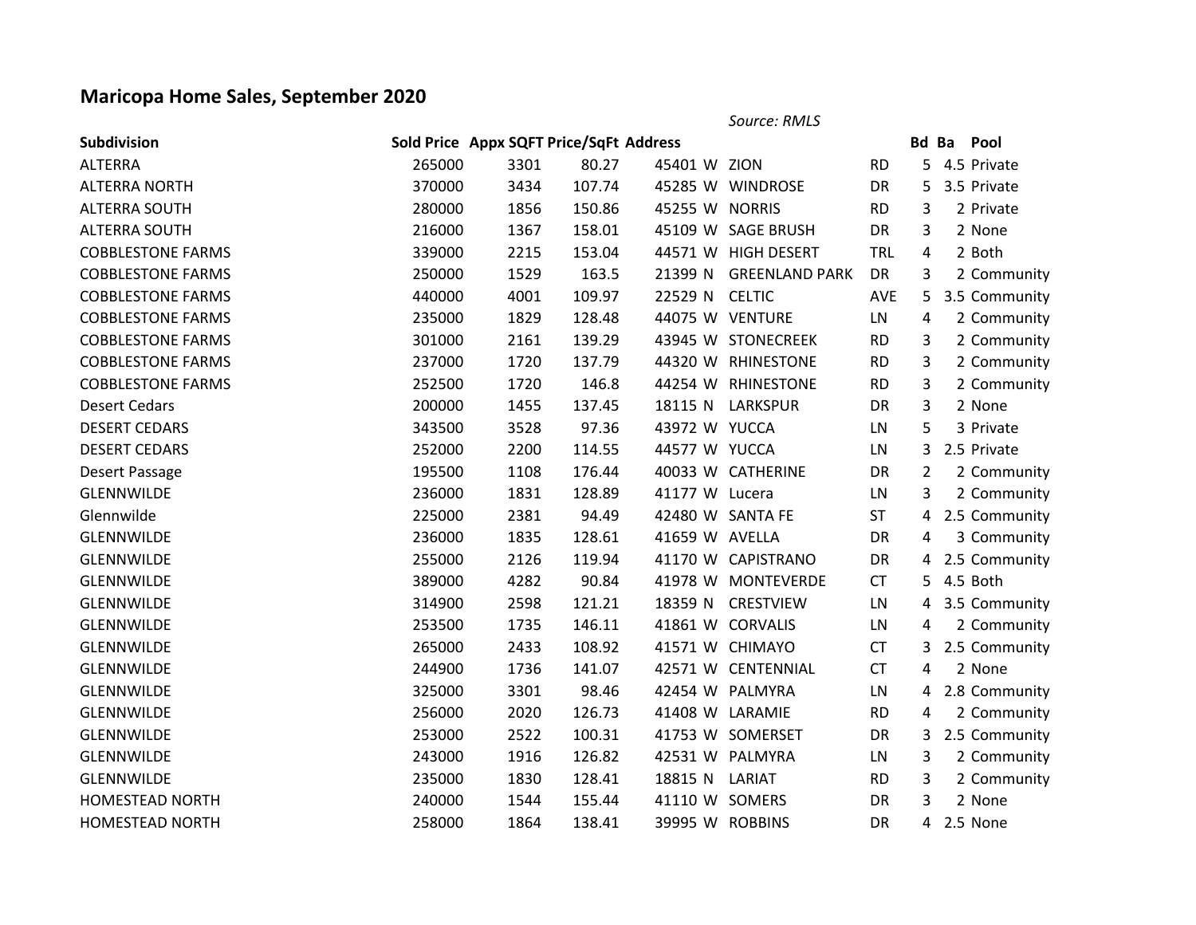# Maricopa Home Sales, September 2020

*Source: RMLS*

| Subdivision | Sold Price | Appx SQFT | Price/SqFt | Address | | | | Bd | Ba | Pool |
|---|---|---|---|---|---|---|---|---|---|---|
| ALTERRA | 265000 | 3301 | 80.27 | 45401 | W | ZION | RD | 5 | 4.5 | Private |
| ALTERRA NORTH | 370000 | 3434 | 107.74 | 45285 | W | WINDROSE | DR | 5 | 3.5 | Private |
| ALTERRA SOUTH | 280000 | 1856 | 150.86 | 45255 | W | NORRIS | RD | 3 | 2 | Private |
| ALTERRA SOUTH | 216000 | 1367 | 158.01 | 45109 | W | SAGE BRUSH | DR | 3 | 2 | None |
| COBBLESTONE FARMS | 339000 | 2215 | 153.04 | 44571 | W | HIGH DESERT | TRL | 4 | 2 | Both |
| COBBLESTONE FARMS | 250000 | 1529 | 163.5 | 21399 | N | GREENLAND PARK | DR | 3 | 2 | Community |
| COBBLESTONE FARMS | 440000 | 4001 | 109.97 | 22529 | N | CELTIC | AVE | 5 | 3.5 | Community |
| COBBLESTONE FARMS | 235000 | 1829 | 128.48 | 44075 | W | VENTURE | LN | 4 | 2 | Community |
| COBBLESTONE FARMS | 301000 | 2161 | 139.29 | 43945 | W | STONECREEK | RD | 3 | 2 | Community |
| COBBLESTONE FARMS | 237000 | 1720 | 137.79 | 44320 | W | RHINESTONE | RD | 3 | 2 | Community |
| COBBLESTONE FARMS | 252500 | 1720 | 146.8 | 44254 | W | RHINESTONE | RD | 3 | 2 | Community |
| Desert Cedars | 200000 | 1455 | 137.45 | 18115 | N | LARKSPUR | DR | 3 | 2 | None |
| DESERT CEDARS | 343500 | 3528 | 97.36 | 43972 | W | YUCCA | LN | 5 | 3 | Private |
| DESERT CEDARS | 252000 | 2200 | 114.55 | 44577 | W | YUCCA | LN | 3 | 2.5 | Private |
| Desert Passage | 195500 | 1108 | 176.44 | 40033 | W | CATHERINE | DR | 2 | 2 | Community |
| GLENNWILDE | 236000 | 1831 | 128.89 | 41177 | W | Lucera | LN | 3 | 2 | Community |
| Glennwilde | 225000 | 2381 | 94.49 | 42480 | W | SANTA FE | ST | 4 | 2.5 | Community |
| GLENNWILDE | 236000 | 1835 | 128.61 | 41659 | W | AVELLA | DR | 4 | 3 | Community |
| GLENNWILDE | 255000 | 2126 | 119.94 | 41170 | W | CAPISTRANO | DR | 4 | 2.5 | Community |
| GLENNWILDE | 389000 | 4282 | 90.84 | 41978 | W | MONTEVERDE | CT | 5 | 4.5 | Both |
| GLENNWILDE | 314900 | 2598 | 121.21 | 18359 | N | CRESTVIEW | LN | 4 | 3.5 | Community |
| GLENNWILDE | 253500 | 1735 | 146.11 | 41861 | W | CORVALIS | LN | 4 | 2 | Community |
| GLENNWILDE | 265000 | 2433 | 108.92 | 41571 | W | CHIMAYO | CT | 3 | 2.5 | Community |
| GLENNWILDE | 244900 | 1736 | 141.07 | 42571 | W | CENTENNIAL | CT | 4 | 2 | None |
| GLENNWILDE | 325000 | 3301 | 98.46 | 42454 | W | PALMYRA | LN | 4 | 2.8 | Community |
| GLENNWILDE | 256000 | 2020 | 126.73 | 41408 | W | LARAMIE | RD | 4 | 2 | Community |
| GLENNWILDE | 253000 | 2522 | 100.31 | 41753 | W | SOMERSET | DR | 3 | 2.5 | Community |
| GLENNWILDE | 243000 | 1916 | 126.82 | 42531 | W | PALMYRA | LN | 3 | 2 | Community |
| GLENNWILDE | 235000 | 1830 | 128.41 | 18815 | N | LARIAT | RD | 3 | 2 | Community |
| HOMESTEAD NORTH | 240000 | 1544 | 155.44 | 41110 | W | SOMERS | DR | 3 | 2 | None |
| HOMESTEAD NORTH | 258000 | 1864 | 138.41 | 39995 | W | ROBBINS | DR | 4 | 2.5 | None |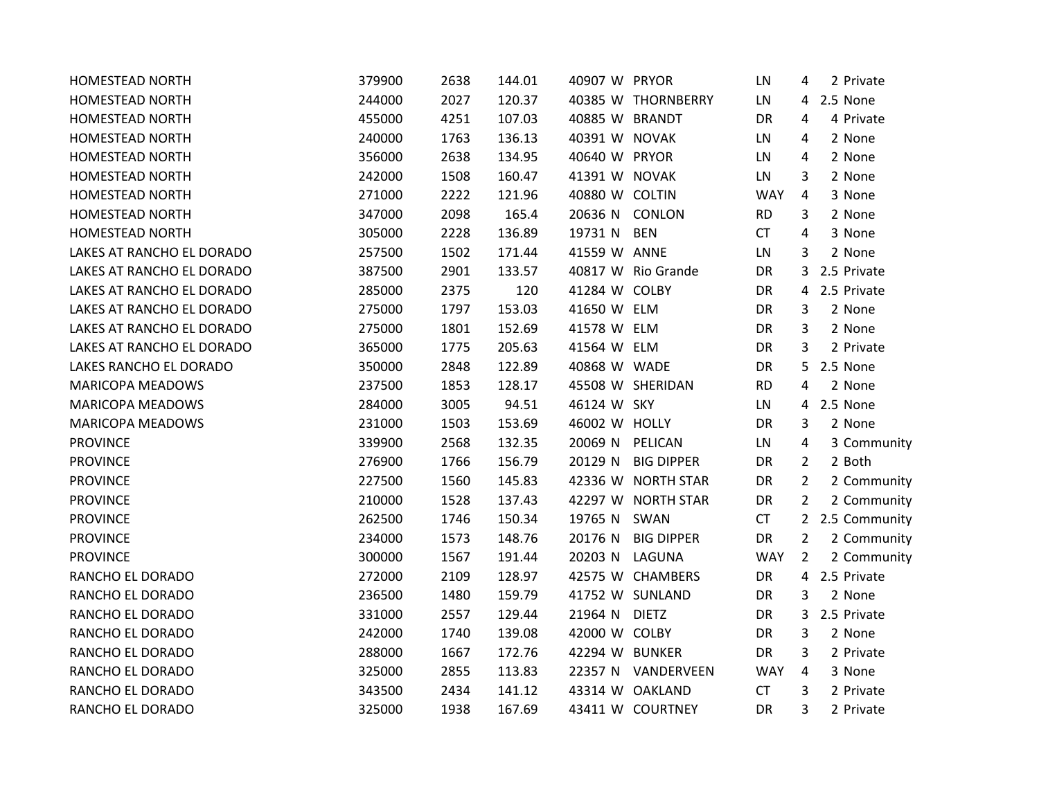| | | | | | | | | | | |
|---|---|---|---|---|---|---|---|---|---|---|
| HOMESTEAD NORTH | 379900 | 2638 | 144.01 | 40907 | W | PRYOR | LN | 4 | 2 | Private |
| HOMESTEAD NORTH | 244000 | 2027 | 120.37 | 40385 | W | THORNBERRY | LN | 4 | 2.5 | None |
| HOMESTEAD NORTH | 455000 | 4251 | 107.03 | 40885 | W | BRANDT | DR | 4 | 4 | Private |
| HOMESTEAD NORTH | 240000 | 1763 | 136.13 | 40391 | W | NOVAK | LN | 4 | 2 | None |
| HOMESTEAD NORTH | 356000 | 2638 | 134.95 | 40640 | W | PRYOR | LN | 4 | 2 | None |
| HOMESTEAD NORTH | 242000 | 1508 | 160.47 | 41391 | W | NOVAK | LN | 3 | 2 | None |
| HOMESTEAD NORTH | 271000 | 2222 | 121.96 | 40880 | W | COLTIN | WAY | 4 | 3 | None |
| HOMESTEAD NORTH | 347000 | 2098 | 165.4 | 20636 | N | CONLON | RD | 3 | 2 | None |
| HOMESTEAD NORTH | 305000 | 2228 | 136.89 | 19731 | N | BEN | CT | 4 | 3 | None |
| LAKES AT RANCHO EL DORADO | 257500 | 1502 | 171.44 | 41559 | W | ANNE | LN | 3 | 2 | None |
| LAKES AT RANCHO EL DORADO | 387500 | 2901 | 133.57 | 40817 | W | Rio Grande | DR | 3 | 2.5 | Private |
| LAKES AT RANCHO EL DORADO | 285000 | 2375 | 120 | 41284 | W | COLBY | DR | 4 | 2.5 | Private |
| LAKES AT RANCHO EL DORADO | 275000 | 1797 | 153.03 | 41650 | W | ELM | DR | 3 | 2 | None |
| LAKES AT RANCHO EL DORADO | 275000 | 1801 | 152.69 | 41578 | W | ELM | DR | 3 | 2 | None |
| LAKES AT RANCHO EL DORADO | 365000 | 1775 | 205.63 | 41564 | W | ELM | DR | 3 | 2 | Private |
| LAKES RANCHO EL DORADO | 350000 | 2848 | 122.89 | 40868 | W | WADE | DR | 5 | 2.5 | None |
| MARICOPA MEADOWS | 237500 | 1853 | 128.17 | 45508 | W | SHERIDAN | RD | 4 | 2 | None |
| MARICOPA MEADOWS | 284000 | 3005 | 94.51 | 46124 | W | SKY | LN | 4 | 2.5 | None |
| MARICOPA MEADOWS | 231000 | 1503 | 153.69 | 46002 | W | HOLLY | DR | 3 | 2 | None |
| PROVINCE | 339900 | 2568 | 132.35 | 20069 | N | PELICAN | LN | 4 | 3 | Community |
| PROVINCE | 276900 | 1766 | 156.79 | 20129 | N | BIG DIPPER | DR | 2 | 2 | Both |
| PROVINCE | 227500 | 1560 | 145.83 | 42336 | W | NORTH STAR | DR | 2 | 2 | Community |
| PROVINCE | 210000 | 1528 | 137.43 | 42297 | W | NORTH STAR | DR | 2 | 2 | Community |
| PROVINCE | 262500 | 1746 | 150.34 | 19765 | N | SWAN | CT | 2 | 2.5 | Community |
| PROVINCE | 234000 | 1573 | 148.76 | 20176 | N | BIG DIPPER | DR | 2 | 2 | Community |
| PROVINCE | 300000 | 1567 | 191.44 | 20203 | N | LAGUNA | WAY | 2 | 2 | Community |
| RANCHO EL DORADO | 272000 | 2109 | 128.97 | 42575 | W | CHAMBERS | DR | 4 | 2.5 | Private |
| RANCHO EL DORADO | 236500 | 1480 | 159.79 | 41752 | W | SUNLAND | DR | 3 | 2 | None |
| RANCHO EL DORADO | 331000 | 2557 | 129.44 | 21964 | N | DIETZ | DR | 3 | 2.5 | Private |
| RANCHO EL DORADO | 242000 | 1740 | 139.08 | 42000 | W | COLBY | DR | 3 | 2 | None |
| RANCHO EL DORADO | 288000 | 1667 | 172.76 | 42294 | W | BUNKER | DR | 3 | 2 | Private |
| RANCHO EL DORADO | 325000 | 2855 | 113.83 | 22357 | N | VANDERVEEN | WAY | 4 | 3 | None |
| RANCHO EL DORADO | 343500 | 2434 | 141.12 | 43314 | W | OAKLAND | CT | 3 | 2 | Private |
| RANCHO EL DORADO | 325000 | 1938 | 167.69 | 43411 | W | COURTNEY | DR | 3 | 2 | Private |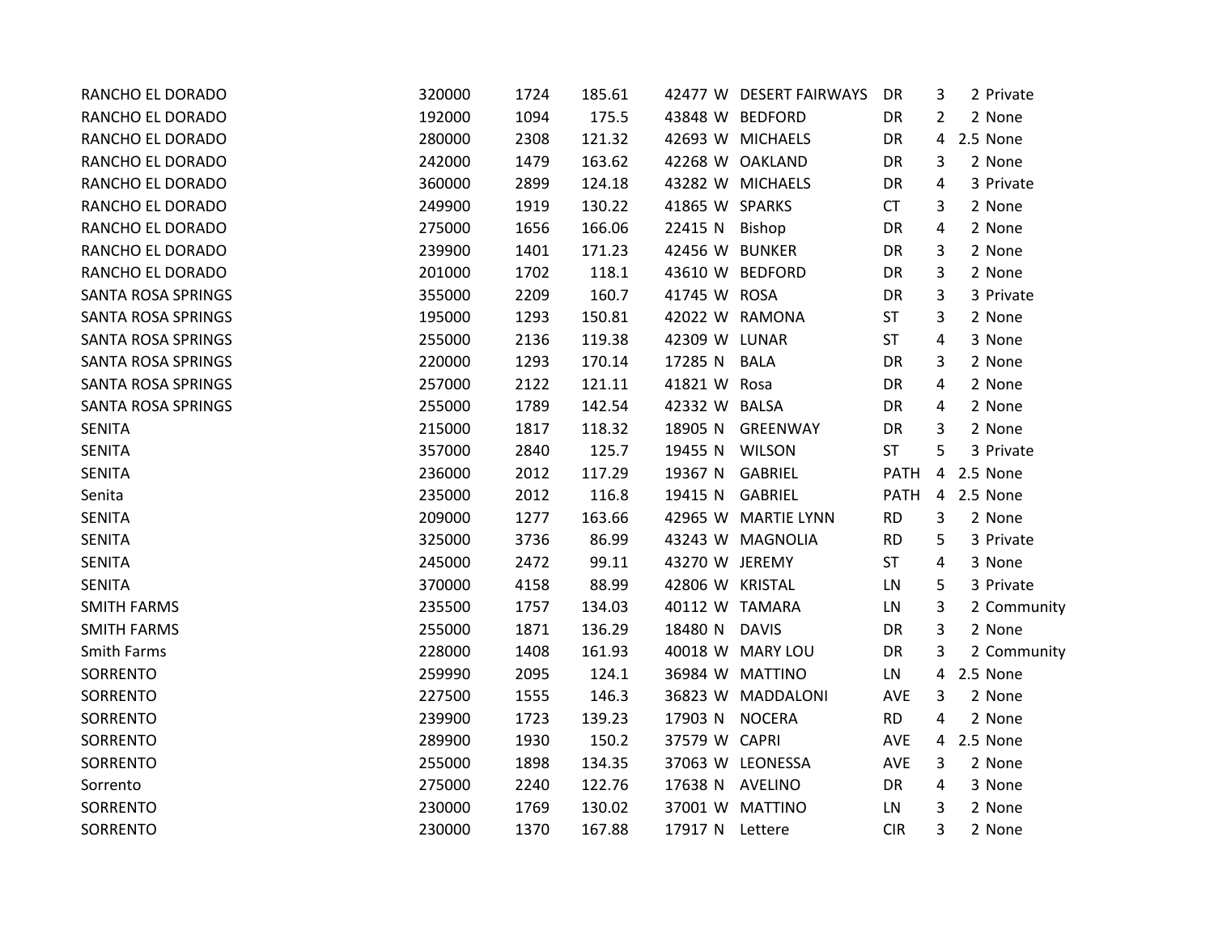| | | | | | | | | | | |
|---|---|---|---|---|---|---|---|---|---|---|
| RANCHO EL DORADO | 320000 | 1724 | 185.61 | 42477 | W | DESERT FAIRWAYS | DR | 3 | 2 | Private |
| RANCHO EL DORADO | 192000 | 1094 | 175.5 | 43848 | W | BEDFORD | DR | 2 | 2 | None |
| RANCHO EL DORADO | 280000 | 2308 | 121.32 | 42693 | W | MICHAELS | DR | 4 | 2.5 | None |
| RANCHO EL DORADO | 242000 | 1479 | 163.62 | 42268 | W | OAKLAND | DR | 3 | 2 | None |
| RANCHO EL DORADO | 360000 | 2899 | 124.18 | 43282 | W | MICHAELS | DR | 4 | 3 | Private |
| RANCHO EL DORADO | 249900 | 1919 | 130.22 | 41865 | W | SPARKS | CT | 3 | 2 | None |
| RANCHO EL DORADO | 275000 | 1656 | 166.06 | 22415 | N | Bishop | DR | 4 | 2 | None |
| RANCHO EL DORADO | 239900 | 1401 | 171.23 | 42456 | W | BUNKER | DR | 3 | 2 | None |
| RANCHO EL DORADO | 201000 | 1702 | 118.1 | 43610 | W | BEDFORD | DR | 3 | 2 | None |
| SANTA ROSA SPRINGS | 355000 | 2209 | 160.7 | 41745 | W | ROSA | DR | 3 | 3 | Private |
| SANTA ROSA SPRINGS | 195000 | 1293 | 150.81 | 42022 | W | RAMONA | ST | 3 | 2 | None |
| SANTA ROSA SPRINGS | 255000 | 2136 | 119.38 | 42309 | W | LUNAR | ST | 4 | 3 | None |
| SANTA ROSA SPRINGS | 220000 | 1293 | 170.14 | 17285 | N | BALA | DR | 3 | 2 | None |
| SANTA ROSA SPRINGS | 257000 | 2122 | 121.11 | 41821 | W | Rosa | DR | 4 | 2 | None |
| SANTA ROSA SPRINGS | 255000 | 1789 | 142.54 | 42332 | W | BALSA | DR | 4 | 2 | None |
| SENITA | 215000 | 1817 | 118.32 | 18905 | N | GREENWAY | DR | 3 | 2 | None |
| SENITA | 357000 | 2840 | 125.7 | 19455 | N | WILSON | ST | 5 | 3 | Private |
| SENITA | 236000 | 2012 | 117.29 | 19367 | N | GABRIEL | PATH | 4 | 2.5 | None |
| Senita | 235000 | 2012 | 116.8 | 19415 | N | GABRIEL | PATH | 4 | 2.5 | None |
| SENITA | 209000 | 1277 | 163.66 | 42965 | W | MARTIE LYNN | RD | 3 | 2 | None |
| SENITA | 325000 | 3736 | 86.99 | 43243 | W | MAGNOLIA | RD | 5 | 3 | Private |
| SENITA | 245000 | 2472 | 99.11 | 43270 | W | JEREMY | ST | 4 | 3 | None |
| SENITA | 370000 | 4158 | 88.99 | 42806 | W | KRISTAL | LN | 5 | 3 | Private |
| SMITH FARMS | 235500 | 1757 | 134.03 | 40112 | W | TAMARA | LN | 3 | 2 | Community |
| SMITH FARMS | 255000 | 1871 | 136.29 | 18480 | N | DAVIS | DR | 3 | 2 | None |
| Smith Farms | 228000 | 1408 | 161.93 | 40018 | W | MARY LOU | DR | 3 | 2 | Community |
| SORRENTO | 259990 | 2095 | 124.1 | 36984 | W | MATTINO | LN | 4 | 2.5 | None |
| SORRENTO | 227500 | 1555 | 146.3 | 36823 | W | MADDALONI | AVE | 3 | 2 | None |
| SORRENTO | 239900 | 1723 | 139.23 | 17903 | N | NOCERA | RD | 4 | 2 | None |
| SORRENTO | 289900 | 1930 | 150.2 | 37579 | W | CAPRI | AVE | 4 | 2.5 | None |
| SORRENTO | 255000 | 1898 | 134.35 | 37063 | W | LEONESSA | AVE | 3 | 2 | None |
| Sorrento | 275000 | 2240 | 122.76 | 17638 | N | AVELINO | DR | 4 | 3 | None |
| SORRENTO | 230000 | 1769 | 130.02 | 37001 | W | MATTINO | LN | 3 | 2 | None |
| SORRENTO | 230000 | 1370 | 167.88 | 17917 | N | Lettere | CIR | 3 | 2 | None |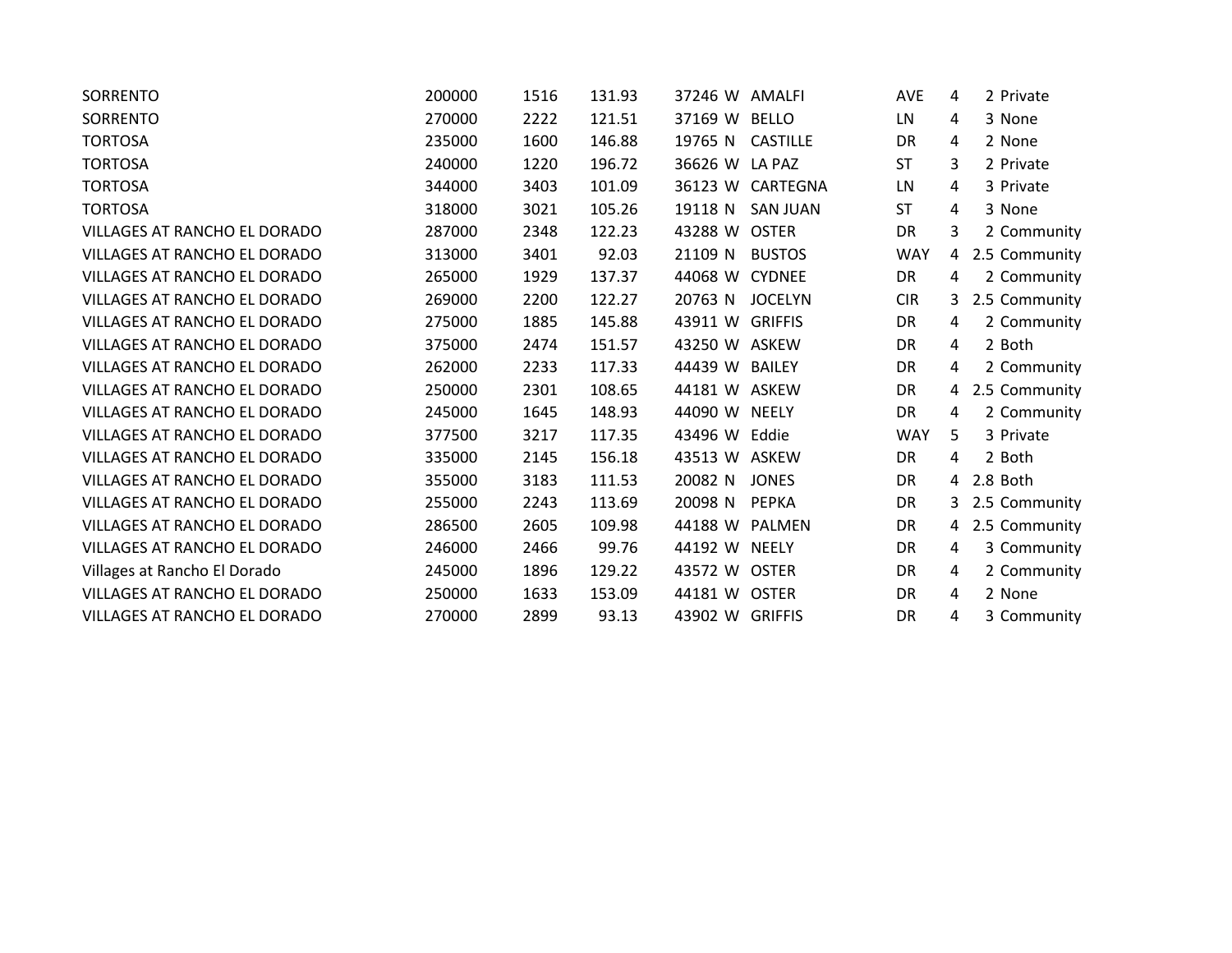| | | | | | | | | | | |
|---|---|---|---|---|---|---|---|---|---|---|
| SORRENTO | 200000 | 1516 | 131.93 | 37246 | W | AMALFI | AVE | 4 | 2 | Private |
| SORRENTO | 270000 | 2222 | 121.51 | 37169 | W | BELLO | LN | 4 | 3 | None |
| TORTOSA | 235000 | 1600 | 146.88 | 19765 | N | CASTILLE | DR | 4 | 2 | None |
| TORTOSA | 240000 | 1220 | 196.72 | 36626 | W | LA PAZ | ST | 3 | 2 | Private |
| TORTOSA | 344000 | 3403 | 101.09 | 36123 | W | CARTEGNA | LN | 4 | 3 | Private |
| TORTOSA | 318000 | 3021 | 105.26 | 19118 | N | SAN JUAN | ST | 4 | 3 | None |
| VILLAGES AT RANCHO EL DORADO | 287000 | 2348 | 122.23 | 43288 | W | OSTER | DR | 3 | 2 | Community |
| VILLAGES AT RANCHO EL DORADO | 313000 | 3401 | 92.03 | 21109 | N | BUSTOS | WAY | 4 | 2.5 | Community |
| VILLAGES AT RANCHO EL DORADO | 265000 | 1929 | 137.37 | 44068 | W | CYDNEE | DR | 4 | 2 | Community |
| VILLAGES AT RANCHO EL DORADO | 269000 | 2200 | 122.27 | 20763 | N | JOCELYN | CIR | 3 | 2.5 | Community |
| VILLAGES AT RANCHO EL DORADO | 275000 | 1885 | 145.88 | 43911 | W | GRIFFIS | DR | 4 | 2 | Community |
| VILLAGES AT RANCHO EL DORADO | 375000 | 2474 | 151.57 | 43250 | W | ASKEW | DR | 4 | 2 | Both |
| VILLAGES AT RANCHO EL DORADO | 262000 | 2233 | 117.33 | 44439 | W | BAILEY | DR | 4 | 2 | Community |
| VILLAGES AT RANCHO EL DORADO | 250000 | 2301 | 108.65 | 44181 | W | ASKEW | DR | 4 | 2.5 | Community |
| VILLAGES AT RANCHO EL DORADO | 245000 | 1645 | 148.93 | 44090 | W | NEELY | DR | 4 | 2 | Community |
| VILLAGES AT RANCHO EL DORADO | 377500 | 3217 | 117.35 | 43496 | W | Eddie | WAY | 5 | 3 | Private |
| VILLAGES AT RANCHO EL DORADO | 335000 | 2145 | 156.18 | 43513 | W | ASKEW | DR | 4 | 2 | Both |
| VILLAGES AT RANCHO EL DORADO | 355000 | 3183 | 111.53 | 20082 | N | JONES | DR | 4 | 2.8 | Both |
| VILLAGES AT RANCHO EL DORADO | 255000 | 2243 | 113.69 | 20098 | N | PEPKA | DR | 3 | 2.5 | Community |
| VILLAGES AT RANCHO EL DORADO | 286500 | 2605 | 109.98 | 44188 | W | PALMEN | DR | 4 | 2.5 | Community |
| VILLAGES AT RANCHO EL DORADO | 246000 | 2466 | 99.76 | 44192 | W | NEELY | DR | 4 | 3 | Community |
| Villages at Rancho El Dorado | 245000 | 1896 | 129.22 | 43572 | W | OSTER | DR | 4 | 2 | Community |
| VILLAGES AT RANCHO EL DORADO | 250000 | 1633 | 153.09 | 44181 | W | OSTER | DR | 4 | 2 | None |
| VILLAGES AT RANCHO EL DORADO | 270000 | 2899 | 93.13 | 43902 | W | GRIFFIS | DR | 4 | 3 | Community |